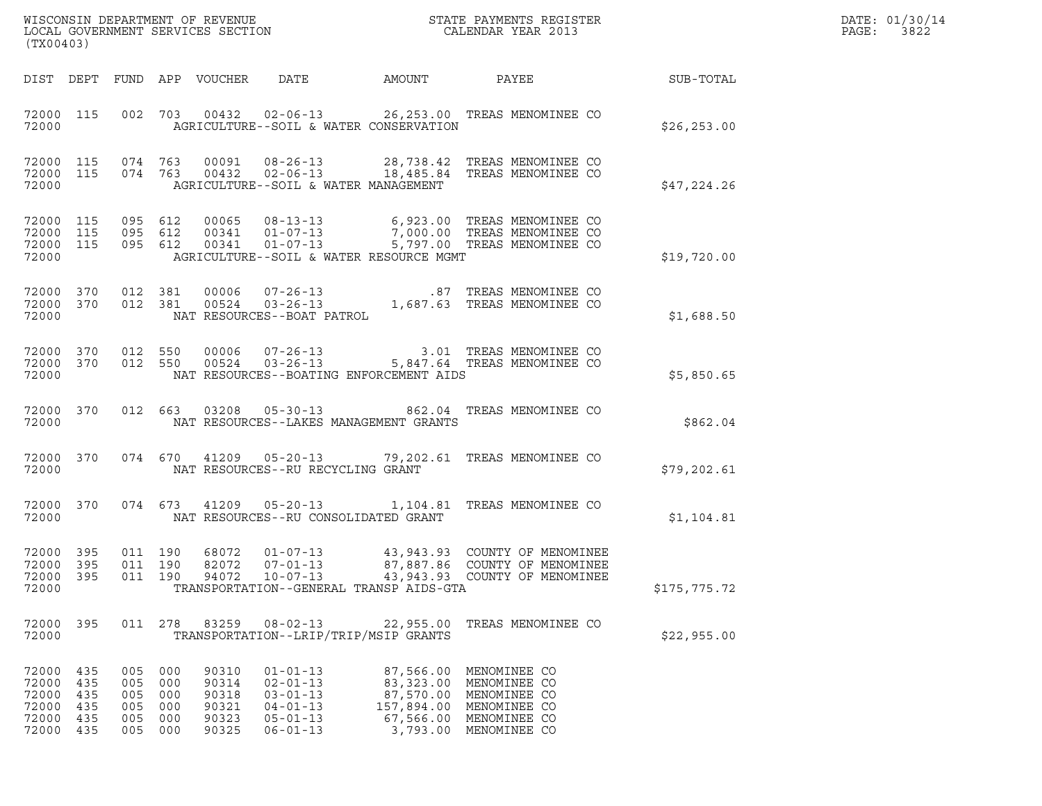WISCONSIN DEPARTMENT OF REVENUE
LOCAL GOVERNMENT SERVICES SECTION
(TX00403)

STATE PAYMENTS REGISTER
CALENDAR YEAR 2013

DATE: 01/30/14
PAGE: 3822

| DIST | DEPT | FUND | APP | VOUCHER | DATE | AMOUNT | PAYEE | SUB-TOTAL |
|---|---|---|---|---|---|---|---|---|
| 72000 | 115 | 002 | 703 | 00432 | 02-06-13 | 26,253.00 | TREAS MENOMINEE CO | |
| 72000 | | | | | AGRICULTURE--SOIL & WATER CONSERVATION | | | $26,253.00 |
| 72000 | 115 | 074 | 763 | 00091 | 08-26-13 | 28,738.42 | TREAS MENOMINEE CO | |
| 72000 | 115 | 074 | 763 | 00432 | 02-06-13 | 18,485.84 | TREAS MENOMINEE CO | |
| 72000 | | | | | AGRICULTURE--SOIL & WATER MANAGEMENT | | | $47,224.26 |
| 72000 | 115 | 095 | 612 | 00065 | 08-13-13 | 6,923.00 | TREAS MENOMINEE CO | |
| 72000 | 115 | 095 | 612 | 00341 | 01-07-13 | 7,000.00 | TREAS MENOMINEE CO | |
| 72000 | 115 | 095 | 612 | 00341 | 01-07-13 | 5,797.00 | TREAS MENOMINEE CO | |
| 72000 | | | | | AGRICULTURE--SOIL & WATER RESOURCE MGMT | | | $19,720.00 |
| 72000 | 370 | 012 | 381 | 00006 | 07-26-13 | .87 | TREAS MENOMINEE CO | |
| 72000 | 370 | 012 | 381 | 00524 | 03-26-13 | 1,687.63 | TREAS MENOMINEE CO | |
| 72000 | | | | | NAT RESOURCES--BOAT PATROL | | | $1,688.50 |
| 72000 | 370 | 012 | 550 | 00006 | 07-26-13 | 3.01 | TREAS MENOMINEE CO | |
| 72000 | 370 | 012 | 550 | 00524 | 03-26-13 | 5,847.64 | TREAS MENOMINEE CO | |
| 72000 | | | | | NAT RESOURCES--BOATING ENFORCEMENT AIDS | | | $5,850.65 |
| 72000 | 370 | 012 | 663 | 03208 | 05-30-13 | 862.04 | TREAS MENOMINEE CO | |
| 72000 | | | | | NAT RESOURCES--LAKES MANAGEMENT GRANTS | | | $862.04 |
| 72000 | 370 | 074 | 670 | 41209 | 05-20-13 | 79,202.61 | TREAS MENOMINEE CO | |
| 72000 | | | | | NAT RESOURCES--RU RECYCLING GRANT | | | $79,202.61 |
| 72000 | 370 | 074 | 673 | 41209 | 05-20-13 | 1,104.81 | TREAS MENOMINEE CO | |
| 72000 | | | | | NAT RESOURCES--RU CONSOLIDATED GRANT | | | $1,104.81 |
| 72000 | 395 | 011 | 190 | 68072 | 01-07-13 | 43,943.93 | COUNTY OF MENOMINEE | |
| 72000 | 395 | 011 | 190 | 82072 | 07-01-13 | 87,887.86 | COUNTY OF MENOMINEE | |
| 72000 | 395 | 011 | 190 | 94072 | 10-07-13 | 43,943.93 | COUNTY OF MENOMINEE | |
| 72000 | | | | | TRANSPORTATION--GENERAL TRANSP AIDS-GTA | | | $175,775.72 |
| 72000 | 395 | 011 | 278 | 83259 | 08-02-13 | 22,955.00 | TREAS MENOMINEE CO | |
| 72000 | | | | | TRANSPORTATION--LRIP/TRIP/MSIP GRANTS | | | $22,955.00 |
| 72000 | 435 | 005 | 000 | 90310 | 01-01-13 | 87,566.00 | MENOMINEE CO | |
| 72000 | 435 | 005 | 000 | 90314 | 02-01-13 | 83,323.00 | MENOMINEE CO | |
| 72000 | 435 | 005 | 000 | 90318 | 03-01-13 | 87,570.00 | MENOMINEE CO | |
| 72000 | 435 | 005 | 000 | 90321 | 04-01-13 | 157,894.00 | MENOMINEE CO | |
| 72000 | 435 | 005 | 000 | 90323 | 05-01-13 | 67,566.00 | MENOMINEE CO | |
| 72000 | 435 | 005 | 000 | 90325 | 06-01-13 | 3,793.00 | MENOMINEE CO | |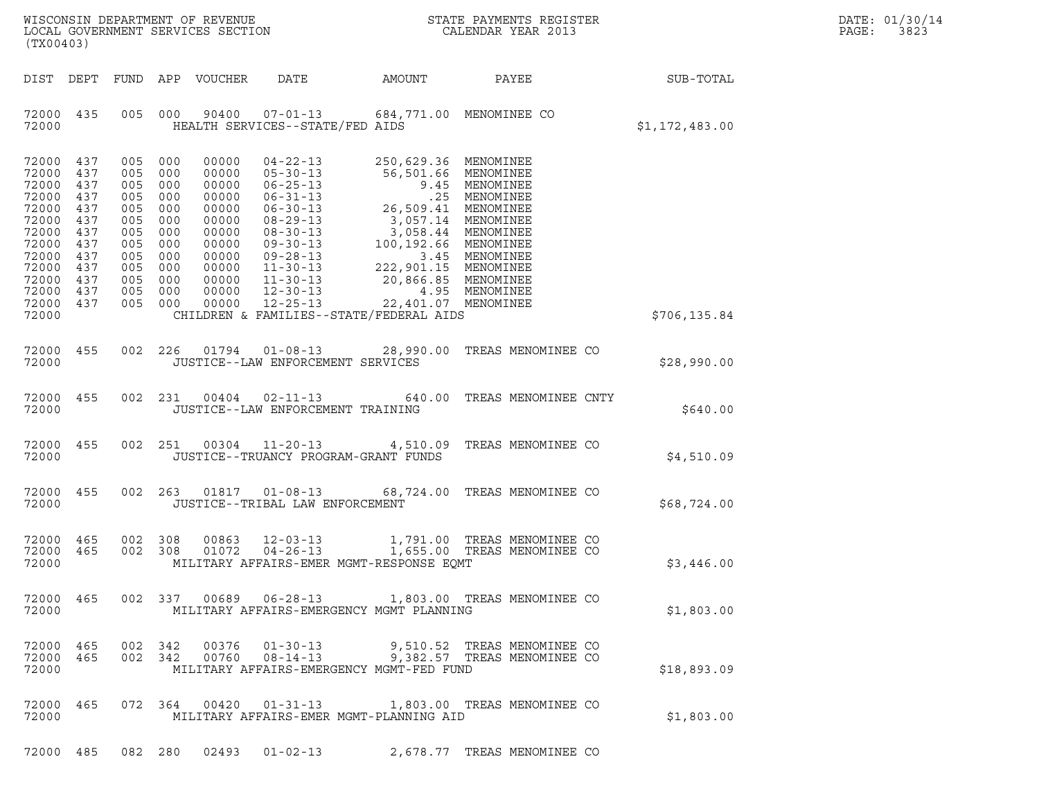| DIST | DEPT | FUND | APP | VOUCHER | DATE | AMOUNT | PAYEE | SUB-TOTAL |
|---|---|---|---|---|---|---|---|---|
| 72000 | 435 | 005 | 000 | 90400 | 07-01-13 | 684,771.00 | MENOMINEE CO | |
| 72000 | | | | | HEALTH SERVICES--STATE/FED AIDS | | | $1,172,483.00 |
| 72000 | 437 | 005 | 000 | 00000 | 04-22-13 | 250,629.36 | MENOMINEE | |
| 72000 | 437 | 005 | 000 | 00000 | 05-30-13 | 56,501.66 | MENOMINEE | |
| 72000 | 437 | 005 | 000 | 00000 | 06-25-13 | 9.45 | MENOMINEE | |
| 72000 | 437 | 005 | 000 | 00000 | 06-31-13 | .25 | MENOMINEE | |
| 72000 | 437 | 005 | 000 | 00000 | 06-30-13 | 26,509.41 | MENOMINEE | |
| 72000 | 437 | 005 | 000 | 00000 | 08-29-13 | 3,057.14 | MENOMINEE | |
| 72000 | 437 | 005 | 000 | 00000 | 08-30-13 | 3,058.44 | MENOMINEE | |
| 72000 | 437 | 005 | 000 | 00000 | 09-30-13 | 100,192.66 | MENOMINEE | |
| 72000 | 437 | 005 | 000 | 00000 | 09-28-13 | 3.45 | MENOMINEE | |
| 72000 | 437 | 005 | 000 | 00000 | 11-30-13 | 222,901.15 | MENOMINEE | |
| 72000 | 437 | 005 | 000 | 00000 | 11-30-13 | 20,866.85 | MENOMINEE | |
| 72000 | 437 | 005 | 000 | 00000 | 12-30-13 | 4.95 | MENOMINEE | |
| 72000 | 437 | 005 | 000 | 00000 | 12-25-13 | 22,401.07 | MENOMINEE | |
| 72000 | | | | | CHILDREN & FAMILIES--STATE/FEDERAL AIDS | | | $706,135.84 |
| 72000 | 455 | 002 | 226 | 01794 | 01-08-13 | 28,990.00 | TREAS MENOMINEE CO | |
| 72000 | | | | | JUSTICE--LAW ENFORCEMENT SERVICES | | | $28,990.00 |
| 72000 | 455 | 002 | 231 | 00404 | 02-11-13 | 640.00 | TREAS MENOMINEE CNTY | |
| 72000 | | | | | JUSTICE--LAW ENFORCEMENT TRAINING | | | $640.00 |
| 72000 | 455 | 002 | 251 | 00304 | 11-20-13 | 4,510.09 | TREAS MENOMINEE CO | |
| 72000 | | | | | JUSTICE--TRUANCY PROGRAM-GRANT FUNDS | | | $4,510.09 |
| 72000 | 455 | 002 | 263 | 01817 | 01-08-13 | 68,724.00 | TREAS MENOMINEE CO | |
| 72000 | | | | | JUSTICE--TRIBAL LAW ENFORCEMENT | | | $68,724.00 |
| 72000 | 465 | 002 | 308 | 00863 | 12-03-13 | 1,791.00 | TREAS MENOMINEE CO | |
| 72000 | 465 | 002 | 308 | 01072 | 04-26-13 | 1,655.00 | TREAS MENOMINEE CO | |
| 72000 | | | | | MILITARY AFFAIRS-EMER MGMT-RESPONSE EQMT | | | $3,446.00 |
| 72000 | 465 | 002 | 337 | 00689 | 06-28-13 | 1,803.00 | TREAS MENOMINEE CO | |
| 72000 | | | | | MILITARY AFFAIRS-EMERGENCY MGMT PLANNING | | | $1,803.00 |
| 72000 | 465 | 002 | 342 | 00376 | 01-30-13 | 9,510.52 | TREAS MENOMINEE CO | |
| 72000 | 465 | 002 | 342 | 00760 | 08-14-13 | 9,382.57 | TREAS MENOMINEE CO | |
| 72000 | | | | | MILITARY AFFAIRS-EMERGENCY MGMT-FED FUND | | | $18,893.09 |
| 72000 | 465 | 072 | 364 | 00420 | 01-31-13 | 1,803.00 | TREAS MENOMINEE CO | |
| 72000 | | | | | MILITARY AFFAIRS-EMER MGMT-PLANNING AID | | | $1,803.00 |
| 72000 | 485 | 082 | 280 | 02493 | 01-02-13 | 2,678.77 | TREAS MENOMINEE CO | |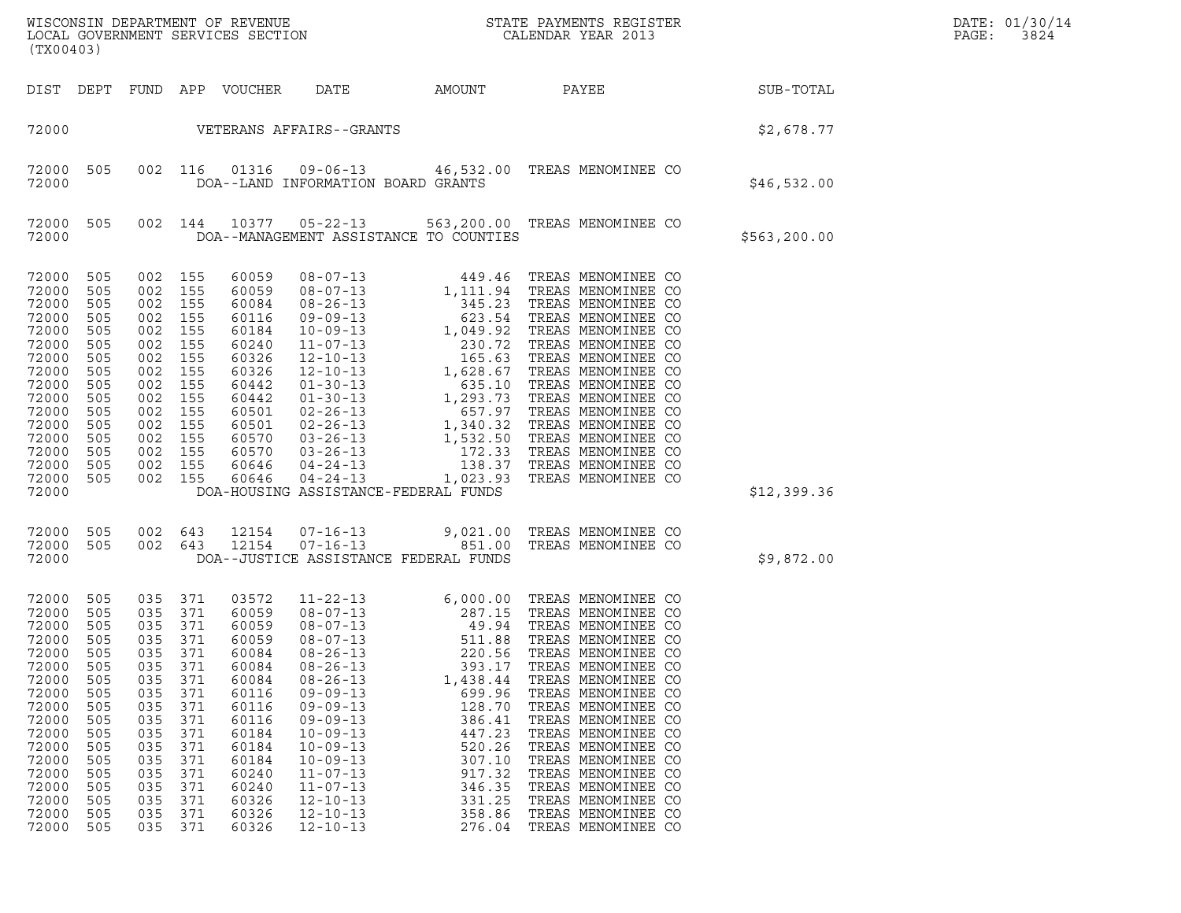WISCONSIN DEPARTMENT OF REVENUE
LOCAL GOVERNMENT SERVICES SECTION
(TX00403)

STATE PAYMENTS REGISTER
CALENDAR YEAR 2013

DATE: 01/30/14
PAGE: 3824

| DIST | DEPT | FUND | APP | VOUCHER | DATE | AMOUNT | PAYEE | SUB-TOTAL |
|---|---|---|---|---|---|---|---|---|
| 72000 | | | | | VETERANS AFFAIRS--GRANTS | | | $2,678.77 |
| 72000 | 505 | 002 | 116 | 01316 | 09-06-13 | 46,532.00 | TREAS MENOMINEE CO | |
| 72000 | | | | | DOA--LAND INFORMATION BOARD GRANTS | | | $46,532.00 |
| 72000 | 505 | 002 | 144 | 10377 | 05-22-13 | 563,200.00 | TREAS MENOMINEE CO | |
| 72000 | | | | | DOA--MANAGEMENT ASSISTANCE TO COUNTIES | | | $563,200.00 |
| 72000 | 505 | 002 | 155 | 60059 | 08-07-13 | 449.46 | TREAS MENOMINEE CO | |
| 72000 | 505 | 002 | 155 | 60059 | 08-07-13 | 1,111.94 | TREAS MENOMINEE CO | |
| 72000 | 505 | 002 | 155 | 60084 | 08-26-13 | 345.23 | TREAS MENOMINEE CO | |
| 72000 | 505 | 002 | 155 | 60116 | 09-09-13 | 623.54 | TREAS MENOMINEE CO | |
| 72000 | 505 | 002 | 155 | 60184 | 10-09-13 | 1,049.92 | TREAS MENOMINEE CO | |
| 72000 | 505 | 002 | 155 | 60240 | 11-07-13 | 230.72 | TREAS MENOMINEE CO | |
| 72000 | 505 | 002 | 155 | 60326 | 12-10-13 | 165.63 | TREAS MENOMINEE CO | |
| 72000 | 505 | 002 | 155 | 60326 | 12-10-13 | 1,628.67 | TREAS MENOMINEE CO | |
| 72000 | 505 | 002 | 155 | 60442 | 01-30-13 | 635.10 | TREAS MENOMINEE CO | |
| 72000 | 505 | 002 | 155 | 60442 | 01-30-13 | 1,293.73 | TREAS MENOMINEE CO | |
| 72000 | 505 | 002 | 155 | 60501 | 02-26-13 | 657.97 | TREAS MENOMINEE CO | |
| 72000 | 505 | 002 | 155 | 60501 | 02-26-13 | 1,340.32 | TREAS MENOMINEE CO | |
| 72000 | 505 | 002 | 155 | 60570 | 03-26-13 | 1,532.50 | TREAS MENOMINEE CO | |
| 72000 | 505 | 002 | 155 | 60570 | 03-26-13 | 172.33 | TREAS MENOMINEE CO | |
| 72000 | 505 | 002 | 155 | 60646 | 04-24-13 | 138.37 | TREAS MENOMINEE CO | |
| 72000 | 505 | 002 | 155 | 60646 | 04-24-13 | 1,023.93 | TREAS MENOMINEE CO | |
| 72000 | | | | | DOA-HOUSING ASSISTANCE-FEDERAL FUNDS | | | $12,399.36 |
| 72000 | 505 | 002 | 643 | 12154 | 07-16-13 | 9,021.00 | TREAS MENOMINEE CO | |
| 72000 | 505 | 002 | 643 | 12154 | 07-16-13 | 851.00 | TREAS MENOMINEE CO | |
| 72000 | | | | | DOA--JUSTICE ASSISTANCE FEDERAL FUNDS | | | $9,872.00 |
| 72000 | 505 | 035 | 371 | 03572 | 11-22-13 | 6,000.00 | TREAS MENOMINEE CO | |
| 72000 | 505 | 035 | 371 | 60059 | 08-07-13 | 287.15 | TREAS MENOMINEE CO | |
| 72000 | 505 | 035 | 371 | 60059 | 08-07-13 | 49.94 | TREAS MENOMINEE CO | |
| 72000 | 505 | 035 | 371 | 60059 | 08-07-13 | 511.88 | TREAS MENOMINEE CO | |
| 72000 | 505 | 035 | 371 | 60084 | 08-26-13 | 220.56 | TREAS MENOMINEE CO | |
| 72000 | 505 | 035 | 371 | 60084 | 08-26-13 | 393.17 | TREAS MENOMINEE CO | |
| 72000 | 505 | 035 | 371 | 60084 | 08-26-13 | 1,438.44 | TREAS MENOMINEE CO | |
| 72000 | 505 | 035 | 371 | 60116 | 09-09-13 | 699.96 | TREAS MENOMINEE CO | |
| 72000 | 505 | 035 | 371 | 60116 | 09-09-13 | 128.70 | TREAS MENOMINEE CO | |
| 72000 | 505 | 035 | 371 | 60116 | 09-09-13 | 386.41 | TREAS MENOMINEE CO | |
| 72000 | 505 | 035 | 371 | 60184 | 10-09-13 | 447.23 | TREAS MENOMINEE CO | |
| 72000 | 505 | 035 | 371 | 60184 | 10-09-13 | 520.26 | TREAS MENOMINEE CO | |
| 72000 | 505 | 035 | 371 | 60184 | 10-09-13 | 307.10 | TREAS MENOMINEE CO | |
| 72000 | 505 | 035 | 371 | 60240 | 11-07-13 | 917.32 | TREAS MENOMINEE CO | |
| 72000 | 505 | 035 | 371 | 60240 | 11-07-13 | 346.35 | TREAS MENOMINEE CO | |
| 72000 | 505 | 035 | 371 | 60326 | 12-10-13 | 331.25 | TREAS MENOMINEE CO | |
| 72000 | 505 | 035 | 371 | 60326 | 12-10-13 | 358.86 | TREAS MENOMINEE CO | |
| 72000 | 505 | 035 | 371 | 60326 | 12-10-13 | 276.04 | TREAS MENOMINEE CO | |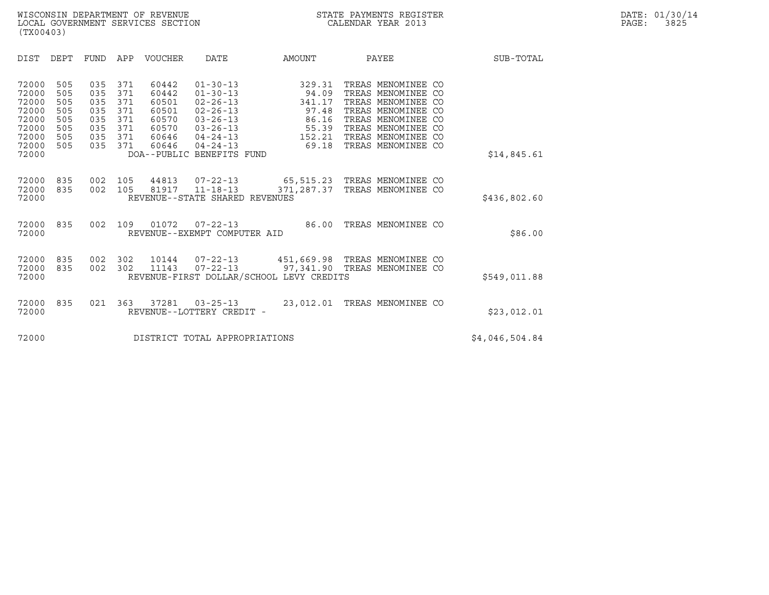WISCONSIN DEPARTMENT OF REVENUE
LOCAL GOVERNMENT SERVICES SECTION
(TX00403)

STATE PAYMENTS REGISTER
CALENDAR YEAR 2013

DATE: 01/30/14
PAGE: 3825

| DIST | DEPT | FUND | APP | VOUCHER | DATE | AMOUNT | PAYEE | SUB-TOTAL |
|---|---|---|---|---|---|---|---|---|
| 72000 | 505 | 035 | 371 | 60442 | 01-30-13 | 329.31 | TREAS MENOMINEE CO | |
| 72000 | 505 | 035 | 371 | 60442 | 01-30-13 | 94.09 | TREAS MENOMINEE CO | |
| 72000 | 505 | 035 | 371 | 60501 | 02-26-13 | 341.17 | TREAS MENOMINEE CO | |
| 72000 | 505 | 035 | 371 | 60501 | 02-26-13 | 97.48 | TREAS MENOMINEE CO | |
| 72000 | 505 | 035 | 371 | 60570 | 03-26-13 | 86.16 | TREAS MENOMINEE CO | |
| 72000 | 505 | 035 | 371 | 60570 | 03-26-13 | 55.39 | TREAS MENOMINEE CO | |
| 72000 | 505 | 035 | 371 | 60646 | 04-24-13 | 152.21 | TREAS MENOMINEE CO | |
| 72000 | 505 | 035 | 371 | 60646 | 04-24-13 | 69.18 | TREAS MENOMINEE CO | |
| 72000 | | | | DOA--PUBLIC BENEFITS FUND | | | | $14,845.61 |
| 72000 | 835 | 002 | 105 | 44813 | 07-22-13 | 65,515.23 | TREAS MENOMINEE CO | |
| 72000 | 835 | 002 | 105 | 81917 | 11-18-13 | 371,287.37 | TREAS MENOMINEE CO | |
| 72000 | | | | REVENUE--STATE SHARED REVENUES | | | | $436,802.60 |
| 72000 | 835 | 002 | 109 | 01072 | 07-22-13 | 86.00 | TREAS MENOMINEE CO | |
| 72000 | | | | REVENUE--EXEMPT COMPUTER AID | | | | $86.00 |
| 72000 | 835 | 002 | 302 | 10144 | 07-22-13 | 451,669.98 | TREAS MENOMINEE CO | |
| 72000 | 835 | 002 | 302 | 11143 | 07-22-13 | 97,341.90 | TREAS MENOMINEE CO | |
| 72000 | | | | REVENUE-FIRST DOLLAR/SCHOOL LEVY CREDITS | | | | $549,011.88 |
| 72000 | 835 | 021 | 363 | 37281 | 03-25-13 | 23,012.01 | TREAS MENOMINEE CO | |
| 72000 | | | | REVENUE--LOTTERY CREDIT - | | | | $23,012.01 |
| 72000 | | | | DISTRICT TOTAL APPROPRIATIONS | | | | $4,046,504.84 |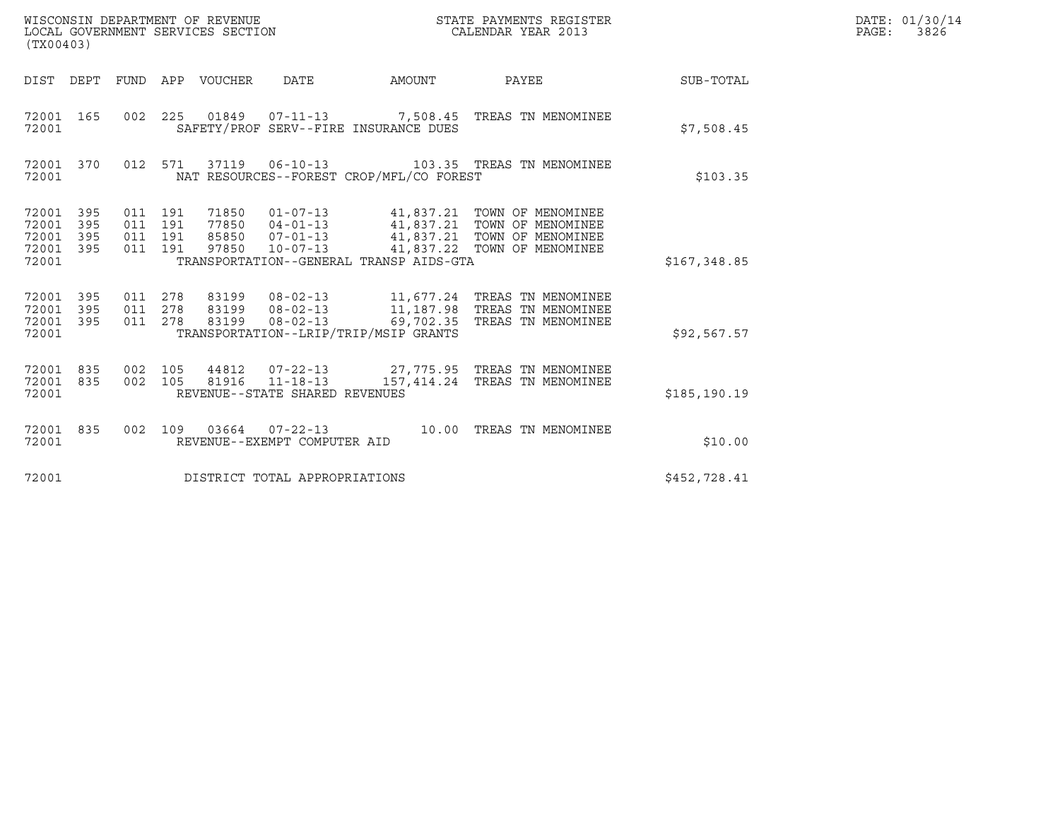WISCONSIN DEPARTMENT OF REVENUE
LOCAL GOVERNMENT SERVICES SECTION
(TX00403)

STATE PAYMENTS REGISTER
CALENDAR YEAR 2013

DATE: 01/30/14
PAGE: 3826

| DIST | DEPT | FUND | APP | VOUCHER | DATE | AMOUNT | PAYEE | SUB-TOTAL |
|---|---|---|---|---|---|---|---|---|
| 72001 | 165 | 002 | 225 | 01849 | 07-11-13 | 7,508.45 | TREAS TN MENOMINEE | |
| 72001 | | | | SAFETY/PROF SERV--FIRE INSURANCE DUES | | | | $7,508.45 |
| 72001 | 370 | 012 | 571 | 37119 | 06-10-13 | 103.35 | TREAS TN MENOMINEE | |
| 72001 | | | | NAT RESOURCES--FOREST CROP/MFL/CO FOREST | | | | $103.35 |
| 72001 | 395 | 011 | 191 | 71850 | 01-07-13 | 41,837.21 | TOWN OF MENOMINEE | |
| 72001 | 395 | 011 | 191 | 77850 | 04-01-13 | 41,837.21 | TOWN OF MENOMINEE | |
| 72001 | 395 | 011 | 191 | 85850 | 07-01-13 | 41,837.21 | TOWN OF MENOMINEE | |
| 72001 | 395 | 011 | 191 | 97850 | 10-07-13 | 41,837.22 | TOWN OF MENOMINEE | |
| 72001 | | | | TRANSPORTATION--GENERAL TRANSP AIDS-GTA | | | | $167,348.85 |
| 72001 | 395 | 011 | 278 | 83199 | 08-02-13 | 11,677.24 | TREAS TN MENOMINEE | |
| 72001 | 395 | 011 | 278 | 83199 | 08-02-13 | 11,187.98 | TREAS TN MENOMINEE | |
| 72001 | 395 | 011 | 278 | 83199 | 08-02-13 | 69,702.35 | TREAS TN MENOMINEE | |
| 72001 | | | | TRANSPORTATION--LRIP/TRIP/MSIP GRANTS | | | | $92,567.57 |
| 72001 | 835 | 002 | 105 | 44812 | 07-22-13 | 27,775.95 | TREAS TN MENOMINEE | |
| 72001 | 835 | 002 | 105 | 81916 | 11-18-13 | 157,414.24 | TREAS TN MENOMINEE | |
| 72001 | | | | REVENUE--STATE SHARED REVENUES | | | | $185,190.19 |
| 72001 | 835 | 002 | 109 | 03664 | 07-22-13 | 10.00 | TREAS TN MENOMINEE | |
| 72001 | | | | REVENUE--EXEMPT COMPUTER AID | | | | $10.00 |
| 72001 | | | | DISTRICT TOTAL APPROPRIATIONS | | | | $452,728.41 |